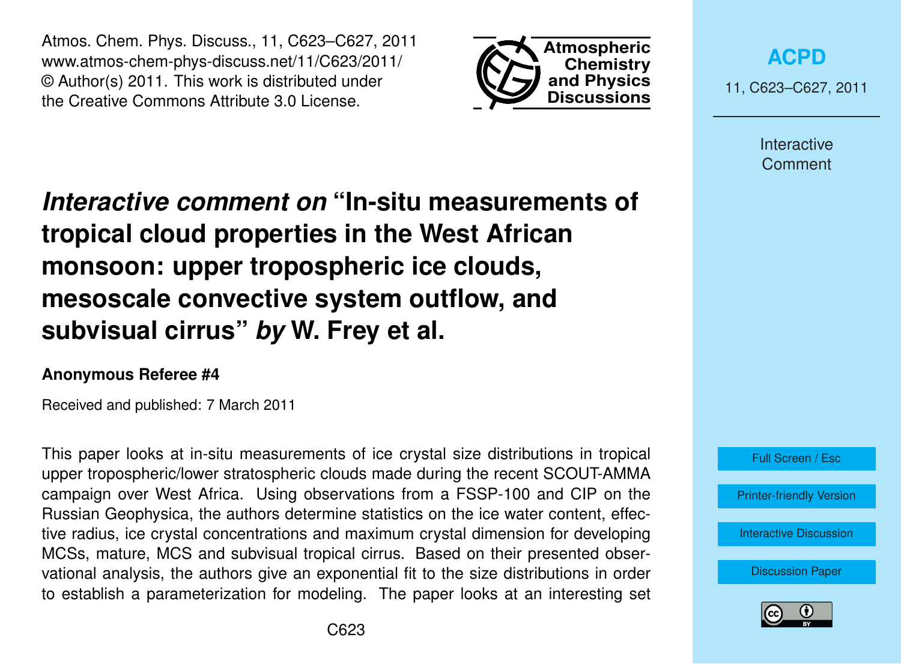# *Interactive comment on* "In-situ measurements of tropical cloud properties in the West African monsoon: upper tropospheric ice clouds, mesoscale convective system outflow, and subvisual cirrus" *by* W. Frey et al.

**Anonymous Referee #4**

Received and published: 7 March 2011

This paper looks at in-situ measurements of ice crystal size distributions in tropical upper tropospheric/lower stratospheric clouds made during the recent SCOUT-AMMA campaign over West Africa. Using observations from a FSSP-100 and CIP on the Russian Geophysica, the authors determine statistics on the ice water content, effective radius, ice crystal concentrations and maximum crystal dimension for developing MCSs, mature, MCS and subvisual tropical cirrus. Based on their presented observational analysis, the authors give an exponential fit to the size distributions in order to establish a parameterization for modeling. The paper looks at an interesting set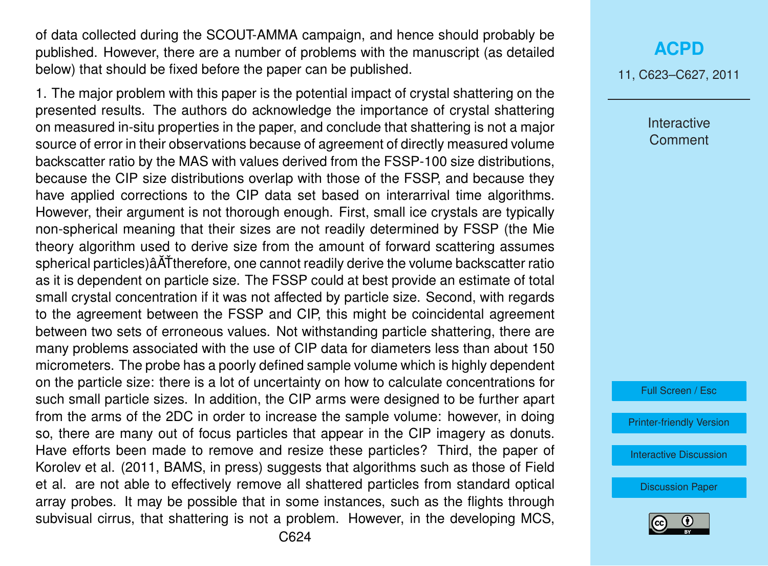of data collected during the SCOUT-AMMA campaign, and hence should probably be published. However, there are a number of problems with the manuscript (as detailed below) that should be fixed before the paper can be published.

1. The major problem with this paper is the potential impact of crystal shattering on the presented results. The authors do acknowledge the importance of crystal shattering on measured in-situ properties in the paper, and conclude that shattering is not a major source of error in their observations because of agreement of directly measured volume backscatter ratio by the MAS with values derived from the FSSP-100 size distributions, because the CIP size distributions overlap with those of the FSSP, and because they have applied corrections to the CIP data set based on interarrival time algorithms. However, their argument is not thorough enough. First, small ice crystals are typically non-spherical meaning that their sizes are not readily determined by FSSP (the Mie theory algorithm used to derive size from the amount of forward scattering assumes spherical particles)âĂŤtherefore, one cannot readily derive the volume backscatter ratio as it is dependent on particle size. The FSSP could at best provide an estimate of total small crystal concentration if it was not affected by particle size. Second, with regards to the agreement between the FSSP and CIP, this might be coincidental agreement between two sets of erroneous values. Not withstanding particle shattering, there are many problems associated with the use of CIP data for diameters less than about 150 micrometers. The probe has a poorly defined sample volume which is highly dependent on the particle size: there is a lot of uncertainty on how to calculate concentrations for such small particle sizes. In addition, the CIP arms were designed to be further apart from the arms of the 2DC in order to increase the sample volume: however, in doing so, there are many out of focus particles that appear in the CIP imagery as donuts. Have efforts been made to remove and resize these particles? Third, the paper of Korolev et al. (2011, BAMS, in press) suggests that algorithms such as those of Field et al. are not able to effectively remove all shattered particles from standard optical array probes. It may be possible that in some instances, such as the flights through subvisual cirrus, that shattering is not a problem. However, in the developing MCS,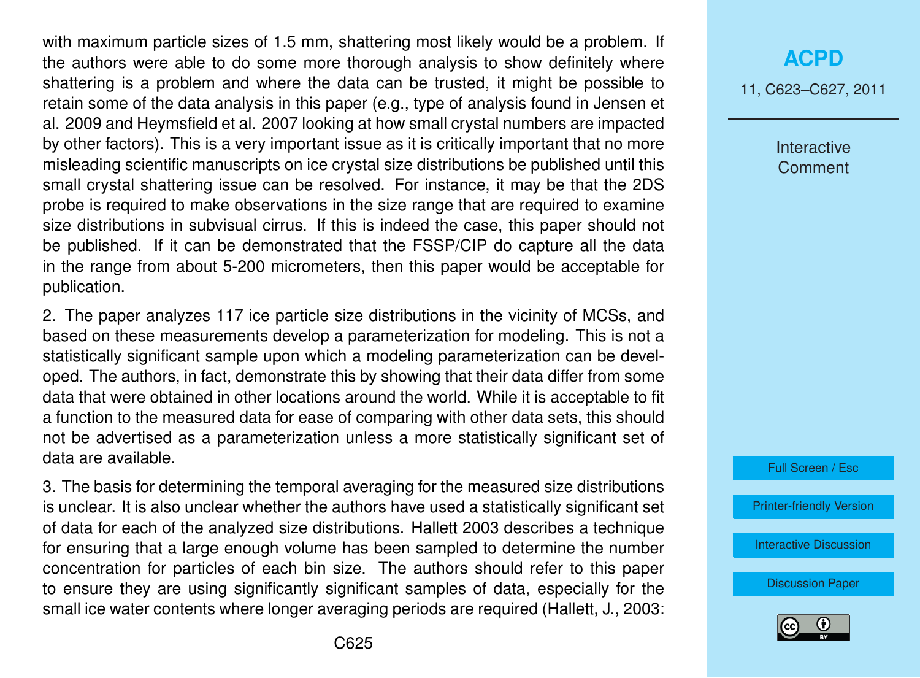with maximum particle sizes of 1.5 mm, shattering most likely would be a problem. If the authors were able to do some more thorough analysis to show definitely where shattering is a problem and where the data can be trusted, it might be possible to retain some of the data analysis in this paper (e.g., type of analysis found in Jensen et al. 2009 and Heymsfield et al. 2007 looking at how small crystal numbers are impacted by other factors). This is a very important issue as it is critically important that no more misleading scientific manuscripts on ice crystal size distributions be published until this small crystal shattering issue can be resolved. For instance, it may be that the 2DS probe is required to make observations in the size range that are required to examine size distributions in subvisual cirrus. If this is indeed the case, this paper should not be published. If it can be demonstrated that the FSSP/CIP do capture all the data in the range from about 5-200 micrometers, then this paper would be acceptable for publication.

2. The paper analyzes 117 ice particle size distributions in the vicinity of MCSs, and based on these measurements develop a parameterization for modeling. This is not a statistically significant sample upon which a modeling parameterization can be developed. The authors, in fact, demonstrate this by showing that their data differ from some data that were obtained in other locations around the world. While it is acceptable to fit a function to the measured data for ease of comparing with other data sets, this should not be advertised as a parameterization unless a more statistically significant set of data are available.

3. The basis for determining the temporal averaging for the measured size distributions is unclear. It is also unclear whether the authors have used a statistically significant set of data for each of the analyzed size distributions. Hallett 2003 describes a technique for ensuring that a large enough volume has been sampled to determine the number concentration for particles of each bin size. The authors should refer to this paper to ensure they are using significantly significant samples of data, especially for the small ice water contents where longer averaging periods are required (Hallett, J., 2003: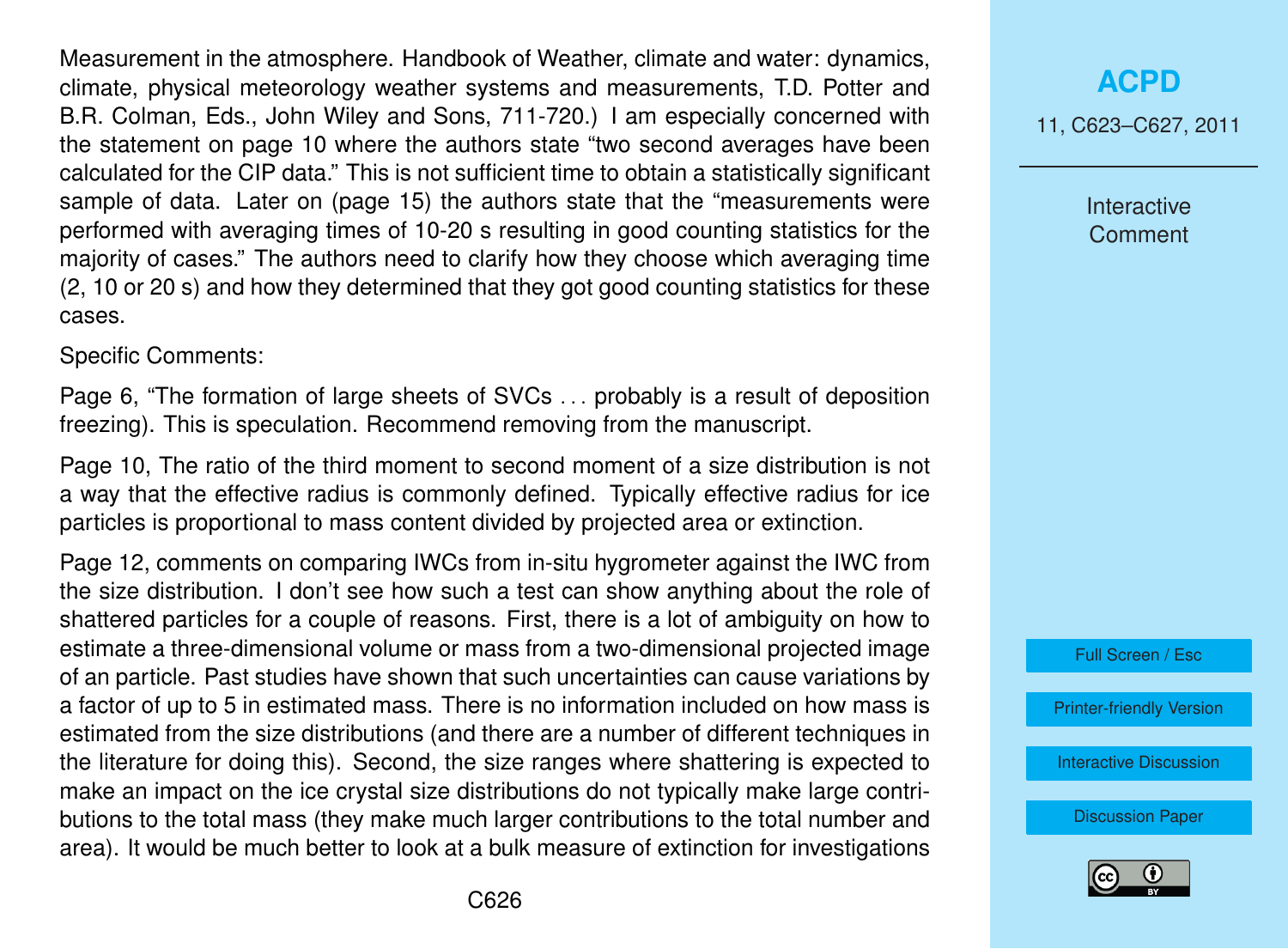Measurement in the atmosphere. Handbook of Weather, climate and water: dynamics, climate, physical meteorology weather systems and measurements, T.D. Potter and B.R. Colman, Eds., John Wiley and Sons, 711-720.) I am especially concerned with the statement on page 10 where the authors state "two second averages have been calculated for the CIP data." This is not sufficient time to obtain a statistically significant sample of data. Later on (page 15) the authors state that the "measurements were performed with averaging times of 10-20 s resulting in good counting statistics for the majority of cases." The authors need to clarify how they choose which averaging time (2, 10 or 20 s) and how they determined that they got good counting statistics for these cases.

Specific Comments:

Page 6, "The formation of large sheets of SVCs . . . probably is a result of deposition freezing). This is speculation. Recommend removing from the manuscript.

Page 10, The ratio of the third moment to second moment of a size distribution is not a way that the effective radius is commonly defined. Typically effective radius for ice particles is proportional to mass content divided by projected area or extinction.

Page 12, comments on comparing IWCs from in-situ hygrometer against the IWC from the size distribution. I don't see how such a test can show anything about the role of shattered particles for a couple of reasons. First, there is a lot of ambiguity on how to estimate a three-dimensional volume or mass from a two-dimensional projected image of an particle. Past studies have shown that such uncertainties can cause variations by a factor of up to 5 in estimated mass. There is no information included on how mass is estimated from the size distributions (and there are a number of different techniques in the literature for doing this). Second, the size ranges where shattering is expected to make an impact on the ice crystal size distributions do not typically make large contributions to the total mass (they make much larger contributions to the total number and area). It would be much better to look at a bulk measure of extinction for investigations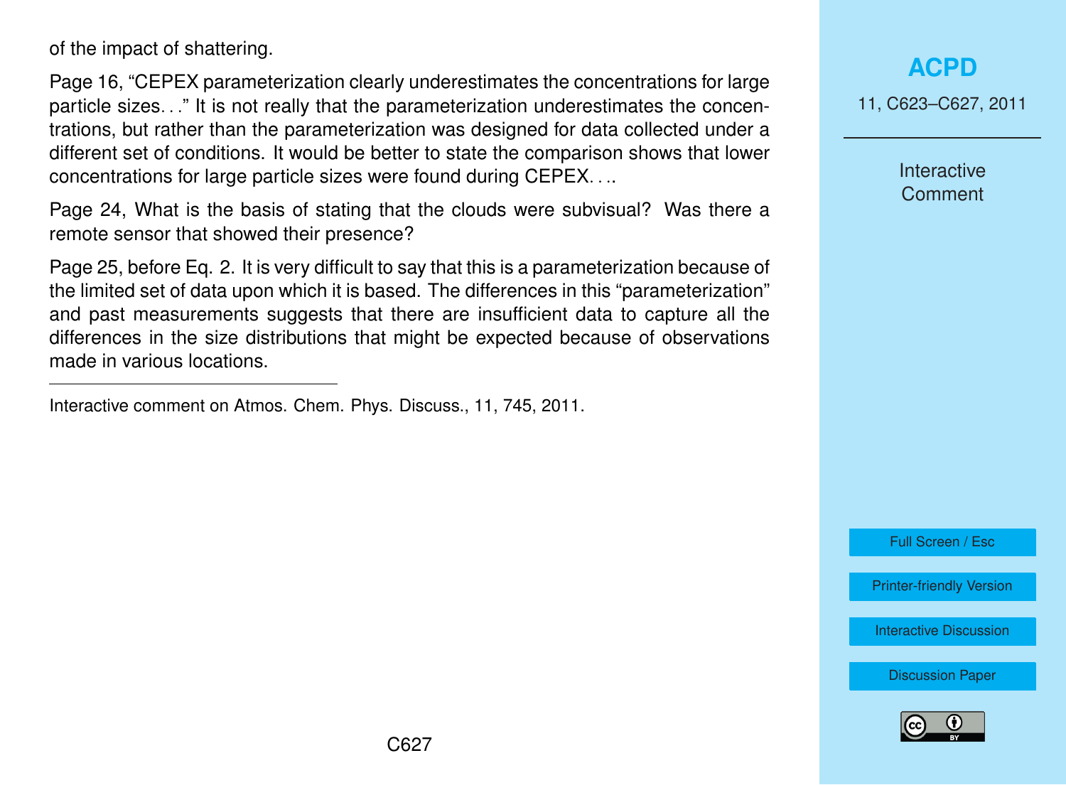of the impact of shattering.

Page 16, “CEPEX parameterization clearly underestimates the concentrations for large particle sizes. . .” It is not really that the parameterization underestimates the concentrations, but rather than the parameterization was designed for data collected under a different set of conditions. It would be better to state the comparison shows that lower concentrations for large particle sizes were found during CEPEX. . ..

Page 24, What is the basis of stating that the clouds were subvisual? Was there a remote sensor that showed their presence?

Page 25, before Eq. 2. It is very difficult to say that this is a parameterization because of the limited set of data upon which it is based. The differences in this “parameterization” and past measurements suggests that there are insufficient data to capture all the differences in the size distributions that might be expected because of observations made in various locations.

---

Interactive comment on Atmos. Chem. Phys. Discuss., 11, 745, 2011.